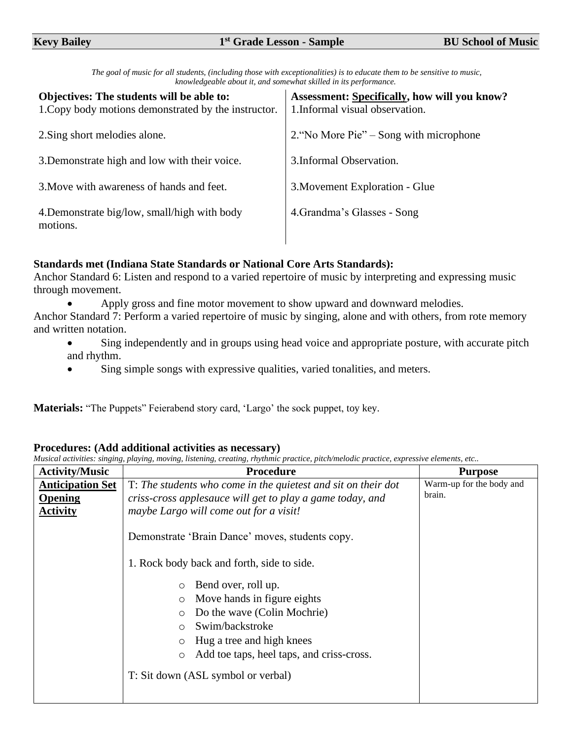**Kevy Bailey** | **1st Grade Lesson - Sample** | **BU School of Music**

*The goal of music for all students, (including those with exceptionalities) is to educate them to be sensitive to music, knowledgeable about it, and somewhat skilled in its performance.*

| **Objectives: The students will be able to:** | **Assessment: Specifically, how will you know?** |
|---|---|
| 1.Copy body motions demonstrated by the instructor. | 1.Informal visual observation. |
| 2.Sing short melodies alone. | 2."No More Pie" – Song with microphone |
| 3.Demonstrate high and low with their voice. | 3.Informal Observation. |
| 3.Move with awareness of hands and feet. | 3.Movement Exploration - Glue |
| 4.Demonstrate big/low, small/high with body motions. | 4.Grandma's Glasses - Song |

**Standards met (Indiana State Standards or National Core Arts Standards):**

Anchor Standard 6: Listen and respond to a varied repertoire of music by interpreting and expressing music through movement.

- Apply gross and fine motor movement to show upward and downward melodies.

Anchor Standard 7: Perform a varied repertoire of music by singing, alone and with others, from rote memory and written notation.

- Sing independently and in groups using head voice and appropriate posture, with accurate pitch and rhythm.
- Sing simple songs with expressive qualities, varied tonalities, and meters.

**Materials:** "The Puppets" Feierabend story card, 'Largo' the sock puppet, toy key.

**Procedures: (Add additional activities as necessary)**

*Musical activities: singing, playing, moving, listening, creating, rhythmic practice, pitch/melodic practice, expressive elements, etc..*

| Activity/Music | Procedure | Purpose |
|---|---|---|
| **Anticipation Set Opening Activity** | T: *The students who come in the quietest and sit on their dot criss-cross applesauce will get to play a game today, and maybe Largo will come out for a visit!*<br><br>Demonstrate 'Brain Dance' moves, students copy.<br><br>1. Rock body back and forth, side to side.<br>○ Bend over, roll up.<br>○ Move hands in figure eights<br>○ Do the wave (Colin Mochrie)<br>○ Swim/backstroke<br>○ Hug a tree and high knees<br>○ Add toe taps, heel taps, and criss-cross.<br><br>T: Sit down (ASL symbol or verbal) | Warm-up for the body and brain. |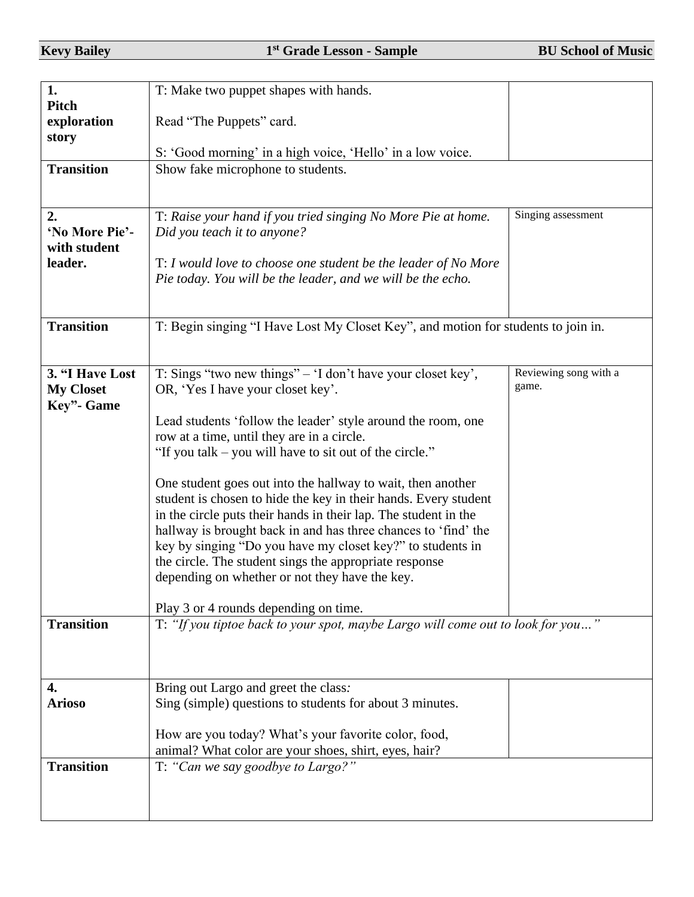| | | |
|---|---|---|
| **1. Pitch exploration story** | T: Make two puppet shapes with hands.<br><br>Read "The Puppets" card.<br><br>S: 'Good morning' in a high voice, 'Hello' in a low voice. | |
| **Transition** | Show fake microphone to students. | |
| **2. 'No More Pie'- with student leader.** | T: *Raise your hand if you tried singing No More Pie at home. Did you teach it to anyone?*<br><br>T: *I would love to choose one student be the leader of No More Pie today. You will be the leader, and we will be the echo.* | Singing assessment |
| **Transition** | T: Begin singing "I Have Lost My Closet Key", and motion for students to join in. | |
| **3. "I Have Lost My Closet Key"- Game** | T: Sings "two new things" – 'I don't have your closet key', OR, 'Yes I have your closet key'.<br><br>Lead students 'follow the leader' style around the room, one row at a time, until they are in a circle.<br>"If you talk – you will have to sit out of the circle."<br><br>One student goes out into the hallway to wait, then another student is chosen to hide the key in their hands. Every student in the circle puts their hands in their lap. The student in the hallway is brought back in and has three chances to 'find' the key by singing "Do you have my closet key?" to students in the circle. The student sings the appropriate response depending on whether or not they have the key.<br><br>Play 3 or 4 rounds depending on time. | Reviewing song with a game. |
| **Transition** | T: *"If you tiptoe back to your spot, maybe Largo will come out to look for you…"* | |
| **4. Arioso** | Bring out Largo and greet the class*:*<br>Sing (simple) questions to students for about 3 minutes.<br><br>How are you today? What's your favorite color, food, animal? What color are your shoes, shirt, eyes, hair? | |
| **Transition** | T: *"Can we say goodbye to Largo?"* | |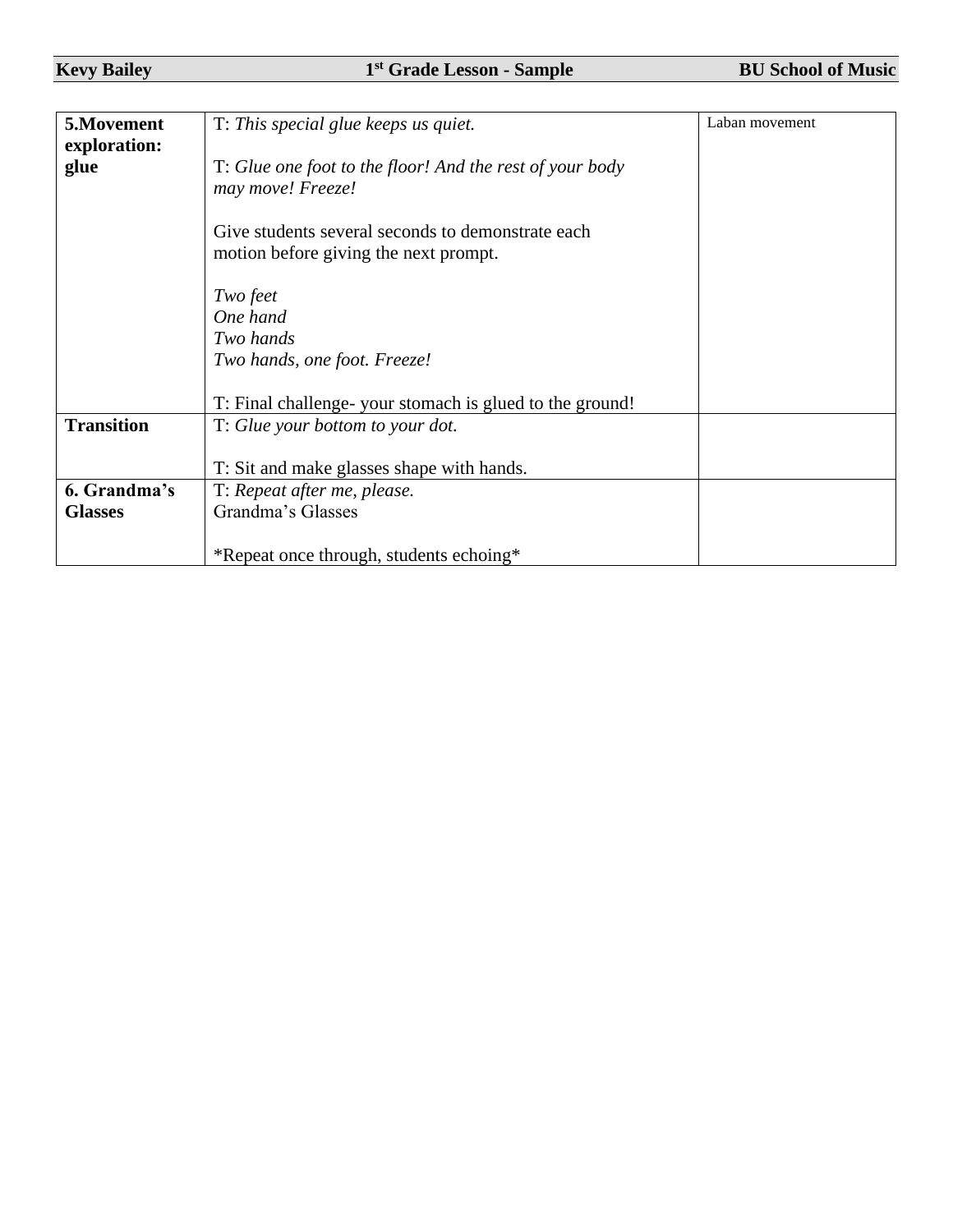| | | |
|---|---|---|
| **5.Movement exploration: glue** | T: *This special glue keeps us quiet.*<br><br>T: *Glue one foot to the floor! And the rest of your body may move! Freeze!*<br><br>Give students several seconds to demonstrate each motion before giving the next prompt.<br><br>*Two feet*<br>*One hand*<br>*Two hands*<br>*Two hands, one foot. Freeze!*<br><br>T: Final challenge- your stomach is glued to the ground! | Laban movement |
| **Transition** | T: *Glue your bottom to your dot.*<br><br>T: Sit and make glasses shape with hands. | |
| **6. Grandma's Glasses** | T: *Repeat after me, please.*<br>Grandma's Glasses<br><br>*Repeat once through, students echoing* | |